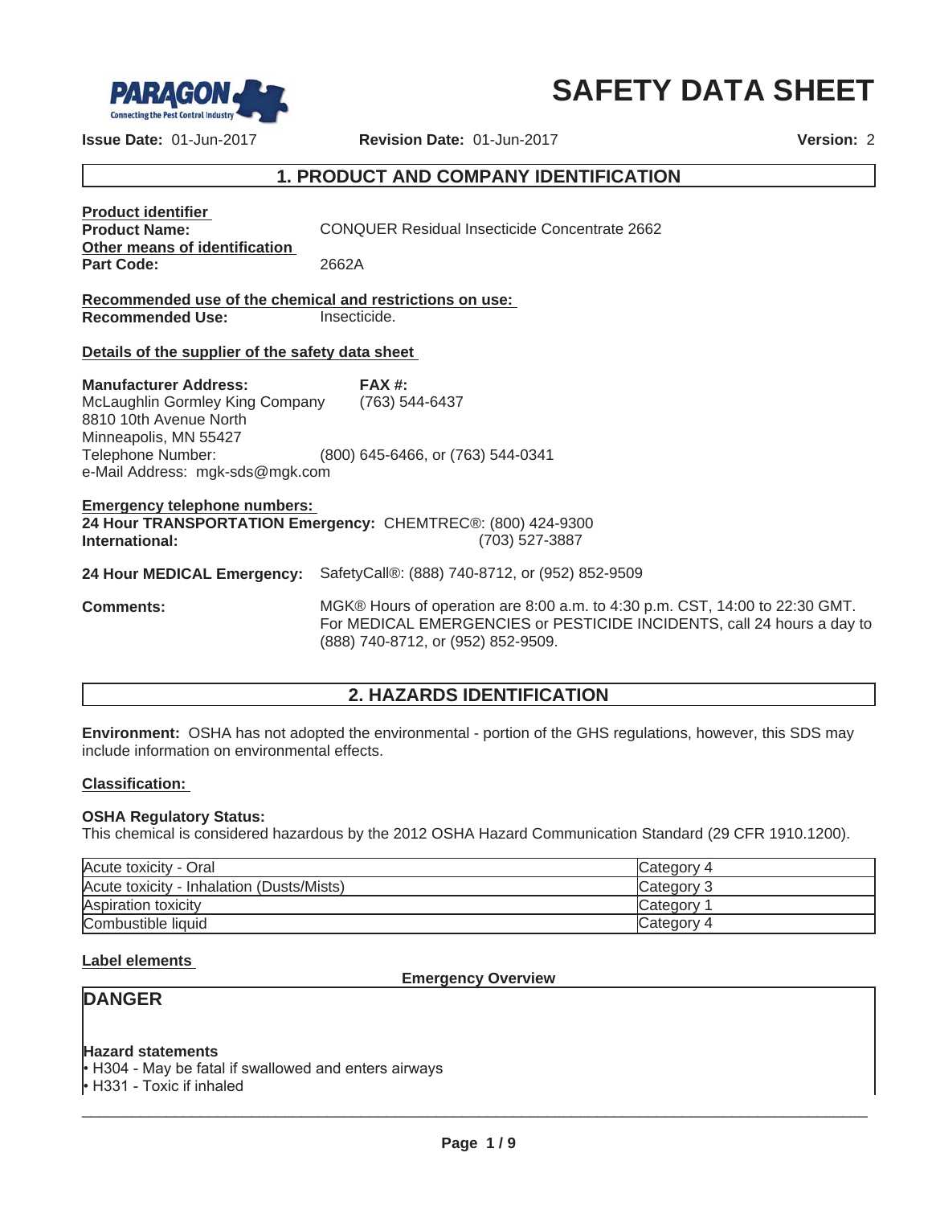# SAFETY DATA SHEET

**Issue Date:** 01-Jun-2017 **Revision Date:** 01-Jun-2017 **Version:** 2

## 1. PRODUCT AND COMPANY IDENTIFICATION

**Product identifier**

**Product Name:** CONQUER Residual Insecticide Concentrate 2662

**Other means of identification**

**Part Code:** 2662A

**Recommended use of the chemical and restrictions on use:**

**Recommended Use:** Insecticide.

**Details of the supplier of the safety data sheet**

**Manufacturer Address:**
McLaughlin Gormley King Company
8810 10th Avenue North
Minneapolis, MN 55427
Telephone Number: (800) 645-6466, or (763) 544-0341
e-Mail Address: mgk-sds@mgk.com

**FAX #:** (763) 544-6437

**Emergency telephone numbers:**

**24 Hour TRANSPORTATION Emergency:** CHEMTREC®: (800) 424-9300
**International:** (703) 527-3887

**24 Hour MEDICAL Emergency:** SafetyCall®: (888) 740-8712, or (952) 852-9509

**Comments:** MGK® Hours of operation are 8:00 a.m. to 4:30 p.m. CST, 14:00 to 22:30 GMT. For MEDICAL EMERGENCIES or PESTICIDE INCIDENTS, call 24 hours a day to (888) 740-8712, or (952) 852-9509.

## 2. HAZARDS IDENTIFICATION

**Environment:** OSHA has not adopted the environmental - portion of the GHS regulations, however, this SDS may include information on environmental effects.

**Classification:**

**OSHA Regulatory Status:**
This chemical is considered hazardous by the 2012 OSHA Hazard Communication Standard (29 CFR 1910.1200).

| Hazard | Category |
|---|---|
| Acute toxicity - Oral | Category 4 |
| Acute toxicity - Inhalation (Dusts/Mists) | Category 3 |
| Aspiration toxicity | Category 1 |
| Combustible liquid | Category 4 |

**Label elements**

**Emergency Overview**

**DANGER**

**Hazard statements**
- H304 - May be fatal if swallowed and enters airways
- H331 - Toxic if inhaled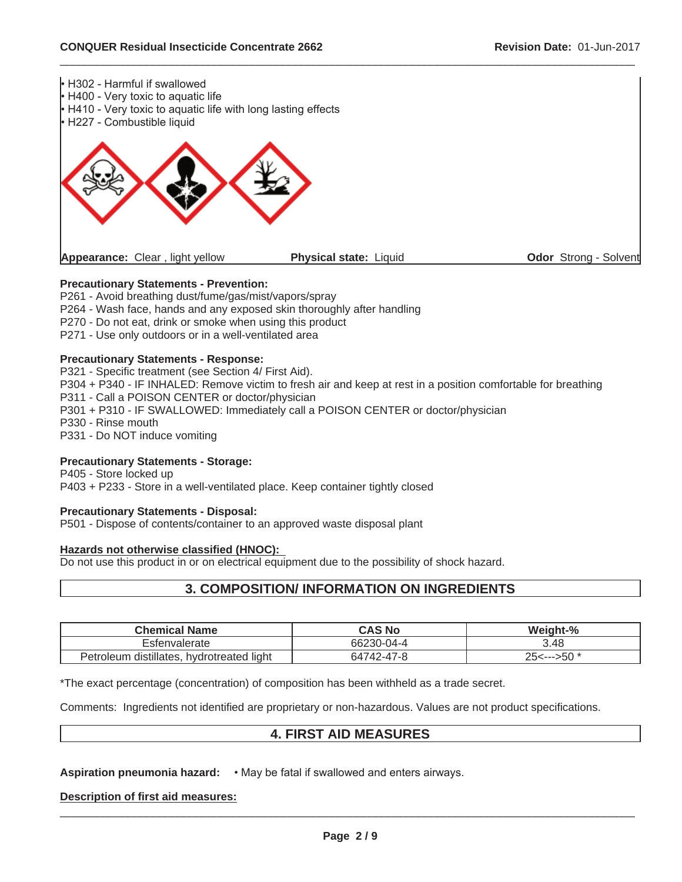- H302 - Harmful if swallowed
- H400 - Very toxic to aquatic life
- H410 - Very toxic to aquatic life with long lasting effects
- H227 - Combustible liquid

**Appearance:** Clear , light yellow **Physical state:** Liquid **Odor** Strong - Solvent

**Precautionary Statements - Prevention:**
P261 - Avoid breathing dust/fume/gas/mist/vapors/spray
P264 - Wash face, hands and any exposed skin thoroughly after handling
P270 - Do not eat, drink or smoke when using this product
P271 - Use only outdoors or in a well-ventilated area

**Precautionary Statements - Response:**
P321 - Specific treatment (see Section 4/ First Aid).
P304 + P340 - IF INHALED: Remove victim to fresh air and keep at rest in a position comfortable for breathing
P311 - Call a POISON CENTER or doctor/physician
P301 + P310 - IF SWALLOWED: Immediately call a POISON CENTER or doctor/physician
P330 - Rinse mouth
P331 - Do NOT induce vomiting

**Precautionary Statements - Storage:**
P405 - Store locked up
P403 + P233 - Store in a well-ventilated place. Keep container tightly closed

**Precautionary Statements - Disposal:**
P501 - Dispose of contents/container to an approved waste disposal plant

**Hazards not otherwise classified (HNOC):**
Do not use this product in or on electrical equipment due to the possibility of shock hazard.

## 3. COMPOSITION/ INFORMATION ON INGREDIENTS

| Chemical Name | CAS No | Weight-% |
|---|---|---|
| Esfenvalerate | 66230-04-4 | 3.48 |
| Petroleum distillates, hydrotreated light | 64742-47-8 | 25<--->50 * |

*The exact percentage (concentration) of composition has been withheld as a trade secret.

Comments: Ingredients not identified are proprietary or non-hazardous. Values are not product specifications.

## 4. FIRST AID MEASURES

**Aspiration pneumonia hazard:** • May be fatal if swallowed and enters airways.

**Description of first aid measures:**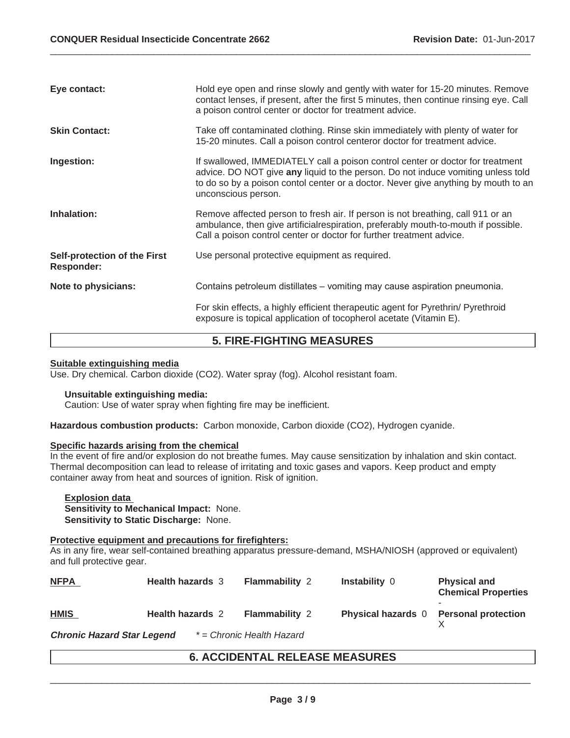| | |
|---|---|
| **Eye contact:** | Hold eye open and rinse slowly and gently with water for 15-20 minutes. Remove contact lenses, if present, after the first 5 minutes, then continue rinsing eye. Call a poison control center or doctor for treatment advice. |
| **Skin Contact:** | Take off contaminated clothing. Rinse skin immediately with plenty of water for 15-20 minutes. Call a poison control centeror doctor for treatment advice. |
| **Ingestion:** | If swallowed, IMMEDIATELY call a poison control center or doctor for treatment advice. DO NOT give **any** liquid to the person. Do not induce vomiting unless told to do so by a poison contol center or a doctor. Never give anything by mouth to an unconscious person. |
| **Inhalation:** | Remove affected person to fresh air. If person is not breathing, call 911 or an ambulance, then give artificialrespiration, preferably mouth-to-mouth if possible. Call a poison control center or doctor for further treatment advice. |
| **Self-protection of the First Responder:** | Use personal protective equipment as required. |
| **Note to physicians:** | Contains petroleum distillates – vomiting may cause aspiration pneumonia. |
| | For skin effects, a highly efficient therapeutic agent for Pyrethrin/ Pyrethroid exposure is topical application of tocopherol acetate (Vitamin E). |

## 5. FIRE-FIGHTING MEASURES

**Suitable extinguishing media**

Use. Dry chemical. Carbon dioxide ($CO_2$). Water spray (fog). Alcohol resistant foam.

**Unsuitable extinguishing media:**
Caution: Use of water spray when fighting fire may be inefficient.

**Hazardous combustion products:** Carbon monoxide, Carbon dioxide ($CO_2$), Hydrogen cyanide.

**Specific hazards arising from the chemical**

In the event of fire and/or explosion do not breathe fumes. May cause sensitization by inhalation and skin contact. Thermal decomposition can lead to release of irritating and toxic gases and vapors. Keep product and empty container away from heat and sources of ignition. Risk of ignition.

**Explosion data**
**Sensitivity to Mechanical Impact:** None.
**Sensitivity to Static Discharge:** None.

**Protective equipment and precautions for firefighters:**

As in any fire, wear self-contained breathing apparatus pressure-demand, MSHA/NIOSH (approved or equivalent) and full protective gear.

| | | | | |
|---|---|---|---|---|
| **NFPA** | **Health hazards** 3 | **Flammability** 2 | **Instability** 0 | **Physical and Chemical Properties** - |
| **HMIS** | **Health hazards** 2 | **Flammability** 2 | **Physical hazards** 0 | **Personal protection** X |

***Chronic Hazard Star Legend*** *\* = Chronic Health Hazard*

## 6. ACCIDENTAL RELEASE MEASURES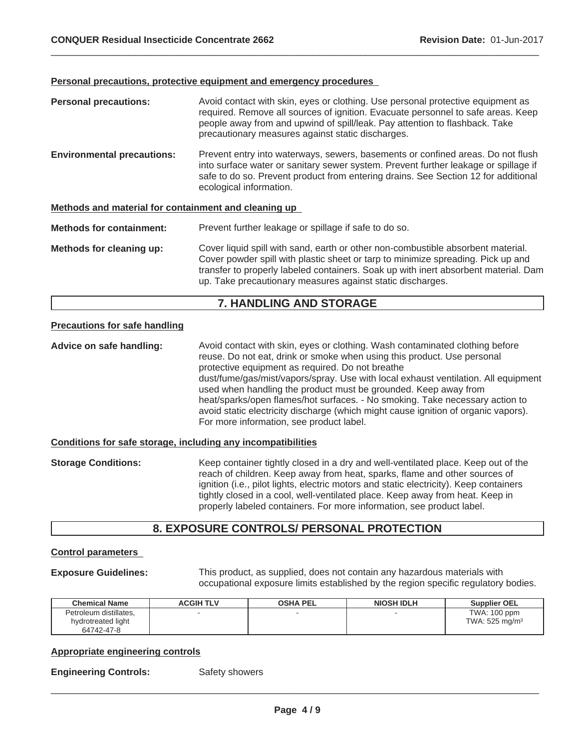### Personal precautions, protective equipment and emergency procedures

**Personal precautions:** Avoid contact with skin, eyes or clothing. Use personal protective equipment as required. Remove all sources of ignition. Evacuate personnel to safe areas. Keep people away from and upwind of spill/leak. Pay attention to flashback. Take precautionary measures against static discharges.

**Environmental precautions:** Prevent entry into waterways, sewers, basements or confined areas. Do not flush into surface water or sanitary sewer system. Prevent further leakage or spillage if safe to do so. Prevent product from entering drains. See Section 12 for additional ecological information.

### Methods and material for containment and cleaning up

**Methods for containment:** Prevent further leakage or spillage if safe to do so.

**Methods for cleaning up:** Cover liquid spill with sand, earth or other non-combustible absorbent material. Cover powder spill with plastic sheet or tarp to minimize spreading. Pick up and transfer to properly labeled containers. Soak up with inert absorbent material. Dam up. Take precautionary measures against static discharges.

## 7. HANDLING AND STORAGE

### Precautions for safe handling

**Advice on safe handling:** Avoid contact with skin, eyes or clothing. Wash contaminated clothing before reuse. Do not eat, drink or smoke when using this product. Use personal protective equipment as required. Do not breathe dust/fume/gas/mist/vapors/spray. Use with local exhaust ventilation. All equipment used when handling the product must be grounded. Keep away from heat/sparks/open flames/hot surfaces. - No smoking. Take necessary action to avoid static electricity discharge (which might cause ignition of organic vapors). For more information, see product label.

### Conditions for safe storage, including any incompatibilities

**Storage Conditions:** Keep container tightly closed in a dry and well-ventilated place. Keep out of the reach of children. Keep away from heat, sparks, flame and other sources of ignition (i.e., pilot lights, electric motors and static electricity). Keep containers tightly closed in a cool, well-ventilated place. Keep away from heat. Keep in properly labeled containers. For more information, see product label.

## 8. EXPOSURE CONTROLS/ PERSONAL PROTECTION

### Control parameters

**Exposure Guidelines:** This product, as supplied, does not contain any hazardous materials with occupational exposure limits established by the region specific regulatory bodies.

| Chemical Name | ACGIH TLV | OSHA PEL | NIOSH IDLH | Supplier OEL |
|---|---|---|---|---|
| Petroleum distillates, hydrotreated light 64742-47-8 | - | - | - | TWA: 100 ppm TWA: 525 mg/m³ |

### Appropriate engineering controls

**Engineering Controls:** Safety showers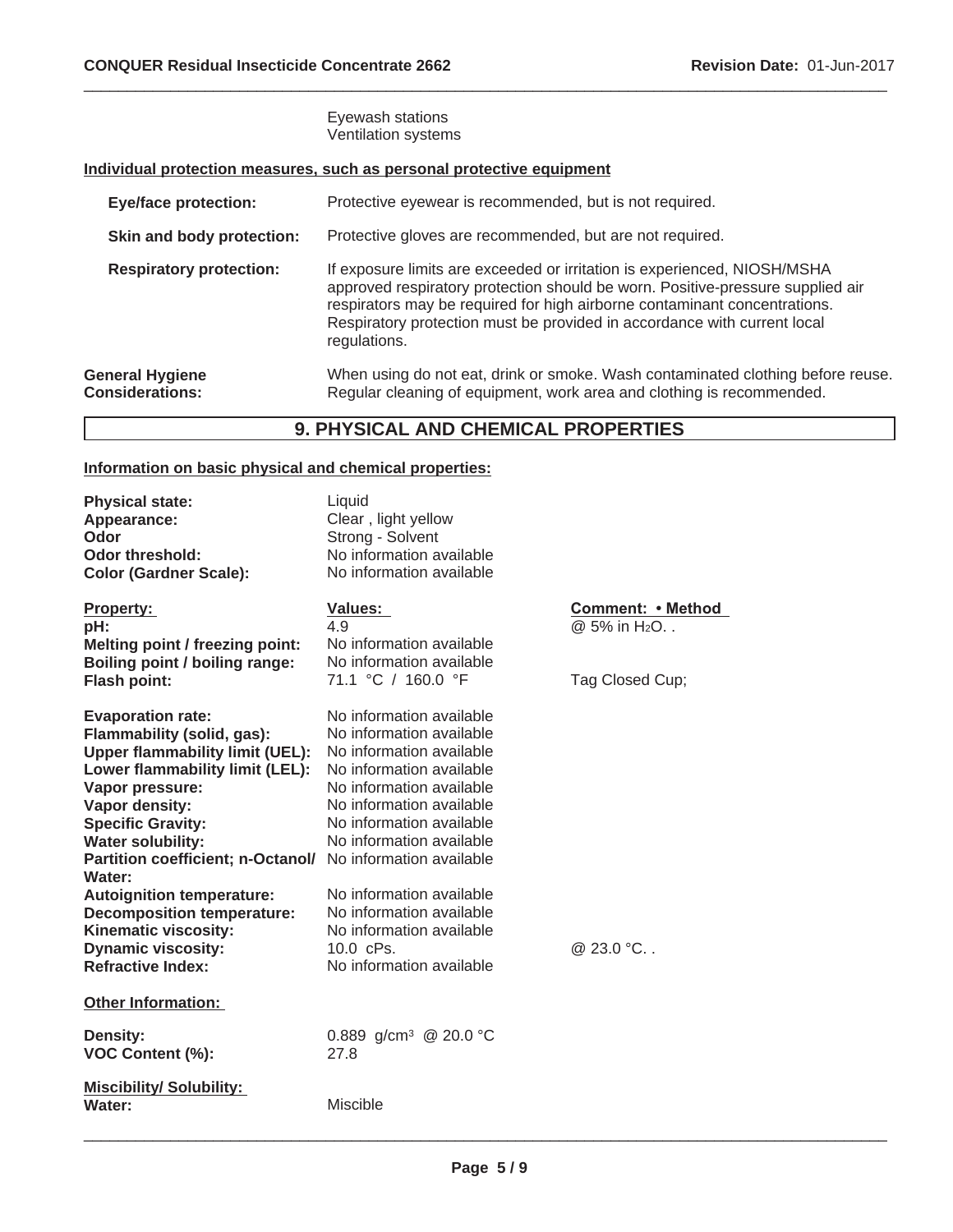Eyewash stations
Ventilation systems

**Individual protection measures, such as personal protective equipment**

| | |
|---|---|
| **Eye/face protection:** | Protective eyewear is recommended, but is not required. |
| **Skin and body protection:** | Protective gloves are recommended, but are not required. |
| **Respiratory protection:** | If exposure limits are exceeded or irritation is experienced, NIOSH/MSHA approved respiratory protection should be worn. Positive-pressure supplied air respirators may be required for high airborne contaminant concentrations. Respiratory protection must be provided in accordance with current local regulations. |
| **General Hygiene Considerations:** | When using do not eat, drink or smoke. Wash contaminated clothing before reuse. Regular cleaning of equipment, work area and clothing is recommended. |

## 9. PHYSICAL AND CHEMICAL PROPERTIES

**Information on basic physical and chemical properties:**

| | |
|---|---|
| **Physical state:** | Liquid |
| **Appearance:** | Clear , light yellow |
| **Odor** | Strong - Solvent |
| **Odor threshold:** | No information available |
| **Color (Gardner Scale):** | No information available |

| Property: | Values: | Comment: • Method |
|---|---|---|
| **pH:** | 4.9 | @ 5% in $H_2O$. . |
| **Melting point / freezing point:** | No information available | |
| **Boiling point / boiling range:** | No information available | |
| **Flash point:** | 71.1 °C / 160.0 °F | Tag Closed Cup; |
| **Evaporation rate:** | No information available | |
| **Flammability (solid, gas):** | No information available | |
| **Upper flammability limit (UEL):** | No information available | |
| **Lower flammability limit (LEL):** | No information available | |
| **Vapor pressure:** | No information available | |
| **Vapor density:** | No information available | |
| **Specific Gravity:** | No information available | |
| **Water solubility:** | No information available | |
| **Partition coefficient; n-Octanol/ Water:** | No information available | |
| **Autoignition temperature:** | No information available | |
| **Decomposition temperature:** | No information available | |
| **Kinematic viscosity:** | No information available | |
| **Dynamic viscosity:** | 10.0 cPs. | @ 23.0 °C. . |
| **Refractive Index:** | No information available | |

**Other Information:**

| | |
|---|---|
| **Density:** | 0.889 $g/cm^3$ @ 20.0 °C |
| **VOC Content (%):** | 27.8 |

**Miscibility/ Solubility:**

| | |
|---|---|
| **Water:** | Miscible |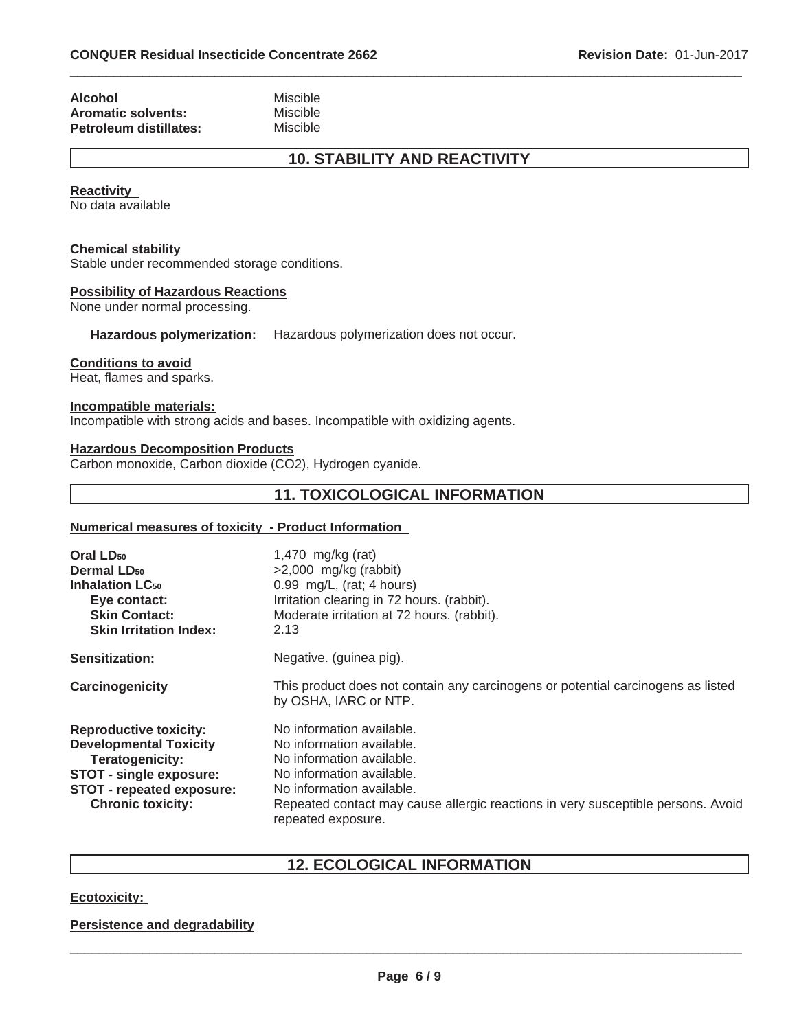| | |
|---|---|
| **Alcohol** | Miscible |
| **Aromatic solvents:** | Miscible |
| **Petroleum distillates:** | Miscible |

## 10. STABILITY AND REACTIVITY

**Reactivity**
No data available

**Chemical stability**
Stable under recommended storage conditions.

**Possibility of Hazardous Reactions**
None under normal processing.

**Hazardous polymerization:** Hazardous polymerization does not occur.

**Conditions to avoid**
Heat, flames and sparks.

**Incompatible materials:**
Incompatible with strong acids and bases. Incompatible with oxidizing agents.

**Hazardous Decomposition Products**
Carbon monoxide, Carbon dioxide ($CO_2$), Hydrogen cyanide.

## 11. TOXICOLOGICAL INFORMATION

**Numerical measures of toxicity - Product Information**

| | |
|---|---|
| **Oral $LD_{50}$** | 1,470 mg/kg (rat) |
| **Dermal $LD_{50}$** | >2,000 mg/kg (rabbit) |
| **Inhalation $LC_{50}$** | 0.99 mg/L, (rat; 4 hours) |
| **Eye contact:** | Irritation clearing in 72 hours. (rabbit). |
| **Skin Contact:** | Moderate irritation at 72 hours. (rabbit). |
| **Skin Irritation Index:** | 2.13 |
| **Sensitization:** | Negative. (guinea pig). |
| **Carcinogenicity** | This product does not contain any carcinogens or potential carcinogens as listed by OSHA, IARC or NTP. |
| **Reproductive toxicity:** | No information available. |
| **Developmental Toxicity** | No information available. |
| **Teratogenicity:** | No information available. |
| **STOT - single exposure:** | No information available. |
| **STOT - repeated exposure:** | No information available. |
| **Chronic toxicity:** | Repeated contact may cause allergic reactions in very susceptible persons. Avoid repeated exposure. |

## 12. ECOLOGICAL INFORMATION

**Ecotoxicity:**

**Persistence and degradability**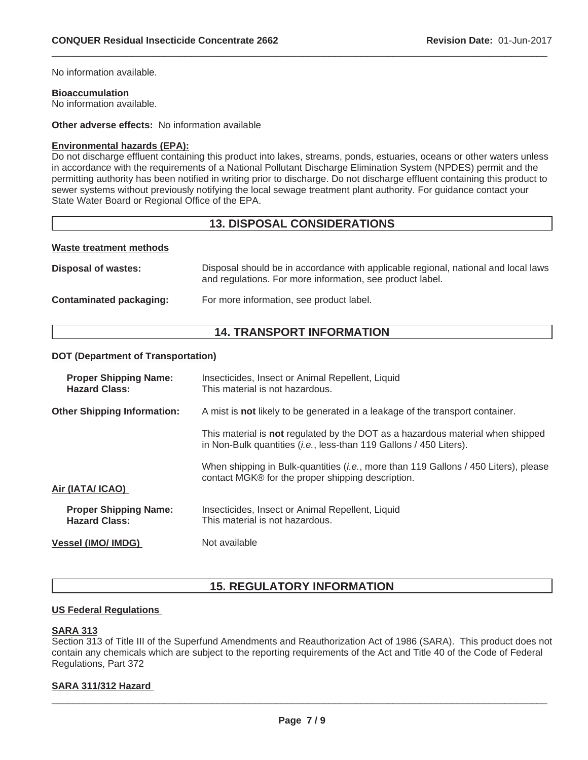No information available.

**Bioaccumulation**
No information available.

**Other adverse effects:** No information available

**Environmental hazards (EPA):**
Do not discharge effluent containing this product into lakes, streams, ponds, estuaries, oceans or other waters unless in accordance with the requirements of a National Pollutant Discharge Elimination System (NPDES) permit and the permitting authority has been notified in writing prior to discharge. Do not discharge effluent containing this product to sewer systems without previously notifying the local sewage treatment plant authority. For guidance contact your State Water Board or Regional Office of the EPA.

## 13. DISPOSAL CONSIDERATIONS

**Waste treatment methods**

**Disposal of wastes:** Disposal should be in accordance with applicable regional, national and local laws and regulations. For more information, see product label.

**Contaminated packaging:** For more information, see product label.

## 14. TRANSPORT INFORMATION

**DOT (Department of Transportation)**

**Proper Shipping Name:** Insecticides, Insect or Animal Repellent, Liquid
**Hazard Class:** This material is not hazardous.

**Other Shipping Information:** A mist is **not** likely to be generated in a leakage of the transport container.

This material is **not** regulated by the DOT as a hazardous material when shipped in Non-Bulk quantities (*i.e.*, less-than 119 Gallons / 450 Liters).

When shipping in Bulk-quantities (*i.e.*, more than 119 Gallons / 450 Liters), please contact MGK® for the proper shipping description.

**Air (IATA/ ICAO)**

**Proper Shipping Name:** Insecticides, Insect or Animal Repellent, Liquid
**Hazard Class:** This material is not hazardous.

**Vessel (IMO/ IMDG)** Not available

## 15. REGULATORY INFORMATION

**US Federal Regulations**

**SARA 313**
Section 313 of Title III of the Superfund Amendments and Reauthorization Act of 1986 (SARA). This product does not contain any chemicals which are subject to the reporting requirements of the Act and Title 40 of the Code of Federal Regulations, Part 372

**SARA 311/312 Hazard**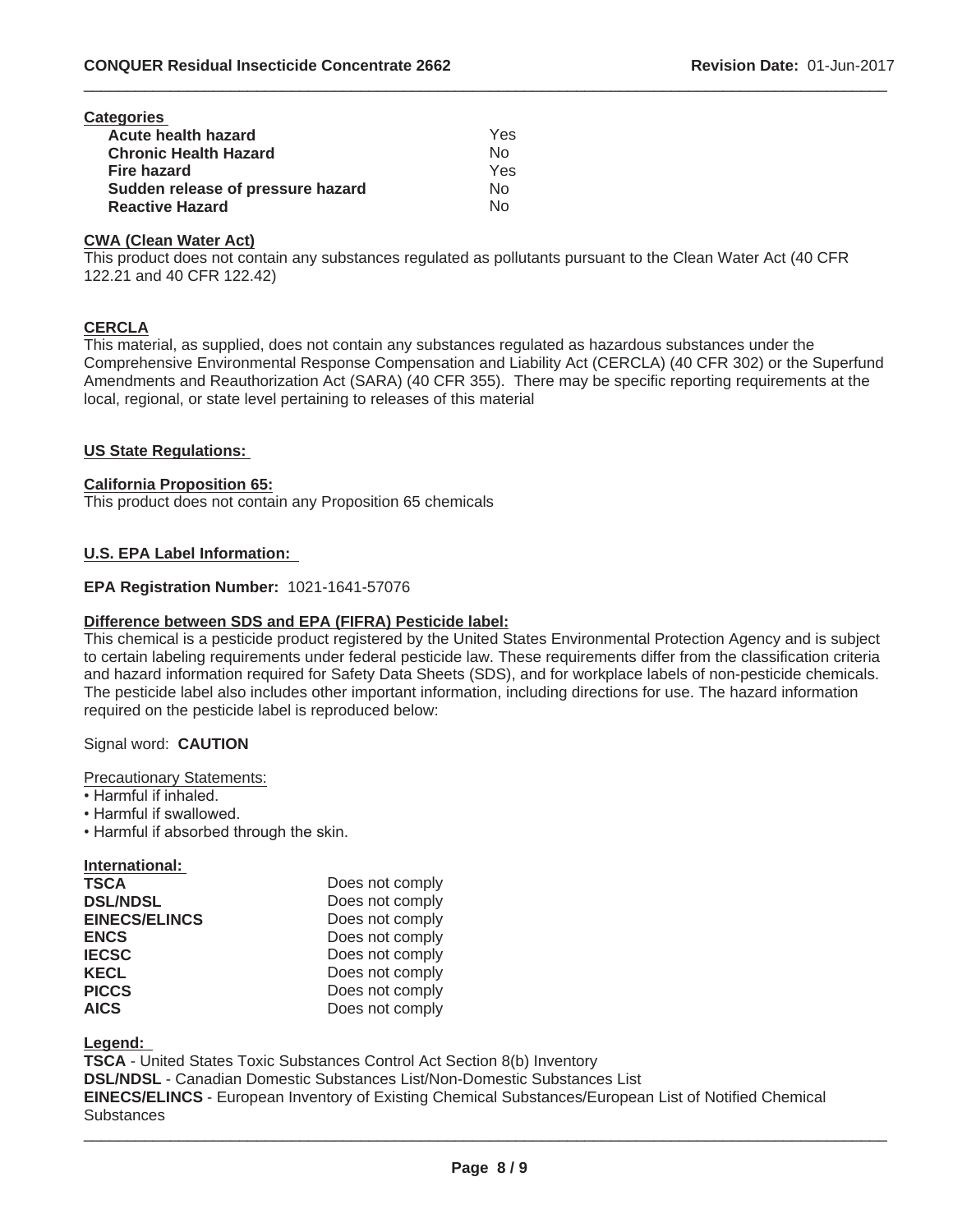**Categories**

| | |
|---|---|
| **Acute health hazard** | Yes |
| **Chronic Health Hazard** | No |
| **Fire hazard** | Yes |
| **Sudden release of pressure hazard** | No |
| **Reactive Hazard** | No |

**CWA (Clean Water Act)**

This product does not contain any substances regulated as pollutants pursuant to the Clean Water Act (40 CFR 122.21 and 40 CFR 122.42)

**CERCLA**

This material, as supplied, does not contain any substances regulated as hazardous substances under the Comprehensive Environmental Response Compensation and Liability Act (CERCLA) (40 CFR 302) or the Superfund Amendments and Reauthorization Act (SARA) (40 CFR 355). There may be specific reporting requirements at the local, regional, or state level pertaining to releases of this material

**US State Regulations:**

**California Proposition 65:**

This product does not contain any Proposition 65 chemicals

**U.S. EPA Label Information:**

**EPA Registration Number:** 1021-1641-57076

**Difference between SDS and EPA (FIFRA) Pesticide label:**

This chemical is a pesticide product registered by the United States Environmental Protection Agency and is subject to certain labeling requirements under federal pesticide law. These requirements differ from the classification criteria and hazard information required for Safety Data Sheets (SDS), and for workplace labels of non-pesticide chemicals. The pesticide label also includes other important information, including directions for use. The hazard information required on the pesticide label is reproduced below:

Signal word: **CAUTION**

Precautionary Statements:

- Harmful if inhaled.
- Harmful if swallowed.
- Harmful if absorbed through the skin.

**International:**

| | |
|---|---|
| **TSCA** | Does not comply |
| **DSL/NDSL** | Does not comply |
| **EINECS/ELINCS** | Does not comply |
| **ENCS** | Does not comply |
| **IECSC** | Does not comply |
| **KECL** | Does not comply |
| **PICCS** | Does not comply |
| **AICS** | Does not comply |

**Legend:**

**TSCA** - United States Toxic Substances Control Act Section 8(b) Inventory
**DSL/NDSL** - Canadian Domestic Substances List/Non-Domestic Substances List
**EINECS/ELINCS** - European Inventory of Existing Chemical Substances/European List of Notified Chemical Substances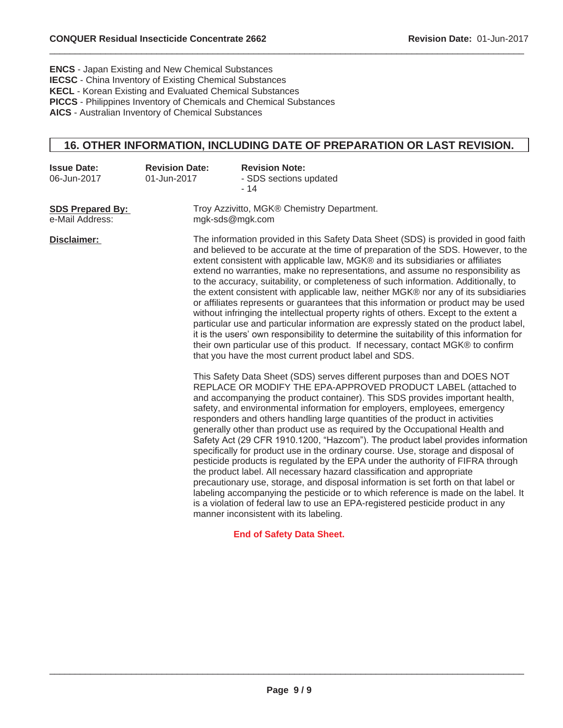**ENCS** - Japan Existing and New Chemical Substances
**IECSC** - China Inventory of Existing Chemical Substances
**KECL** - Korean Existing and Evaluated Chemical Substances
**PICCS** - Philippines Inventory of Chemicals and Chemical Substances
**AICS** - Australian Inventory of Chemical Substances

## 16. OTHER INFORMATION, INCLUDING DATE OF PREPARATION OR LAST REVISION.

| **Issue Date:** | **Revision Date:** | **Revision Note:** |
|---|---|---|
| 06-Jun-2017 | 01-Jun-2017 | - SDS sections updated<br>- 14 |

**SDS Prepared By:** Troy Azzivitto, MGK® Chemistry Department.
e-Mail Address: mgk-sds@mgk.com

**Disclaimer:**

The information provided in this Safety Data Sheet (SDS) is provided in good faith and believed to be accurate at the time of preparation of the SDS. However, to the extent consistent with applicable law, MGK® and its subsidiaries or affiliates extend no warranties, make no representations, and assume no responsibility as to the accuracy, suitability, or completeness of such information. Additionally, to the extent consistent with applicable law, neither MGK® nor any of its subsidiaries or affiliates represents or guarantees that this information or product may be used without infringing the intellectual property rights of others. Except to the extent a particular use and particular information are expressly stated on the product label, it is the users' own responsibility to determine the suitability of this information for their own particular use of this product. If necessary, contact MGK® to confirm that you have the most current product label and SDS.

This Safety Data Sheet (SDS) serves different purposes than and DOES NOT REPLACE OR MODIFY THE EPA-APPROVED PRODUCT LABEL (attached to and accompanying the product container). This SDS provides important health, safety, and environmental information for employers, employees, emergency responders and others handling large quantities of the product in activities generally other than product use as required by the Occupational Health and Safety Act (29 CFR 1910.1200, "Hazcom"). The product label provides information specifically for product use in the ordinary course. Use, storage and disposal of pesticide products is regulated by the EPA under the authority of FIFRA through the product label. All necessary hazard classification and appropriate precautionary use, storage, and disposal information is set forth on that label or labeling accompanying the pesticide or to which reference is made on the label. It is a violation of federal law to use an EPA-registered pesticide product in any manner inconsistent with its labeling.

**End of Safety Data Sheet.**